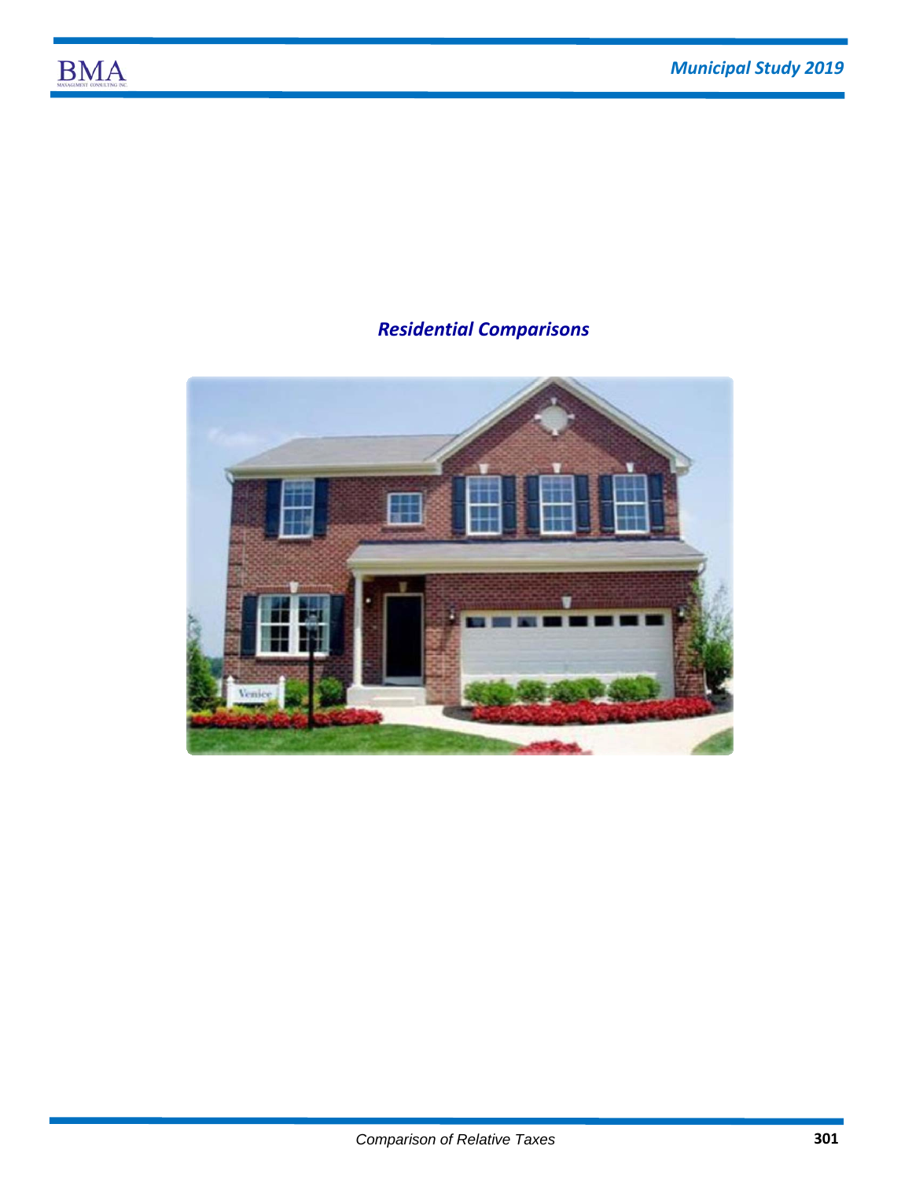## *Residential Comparisons*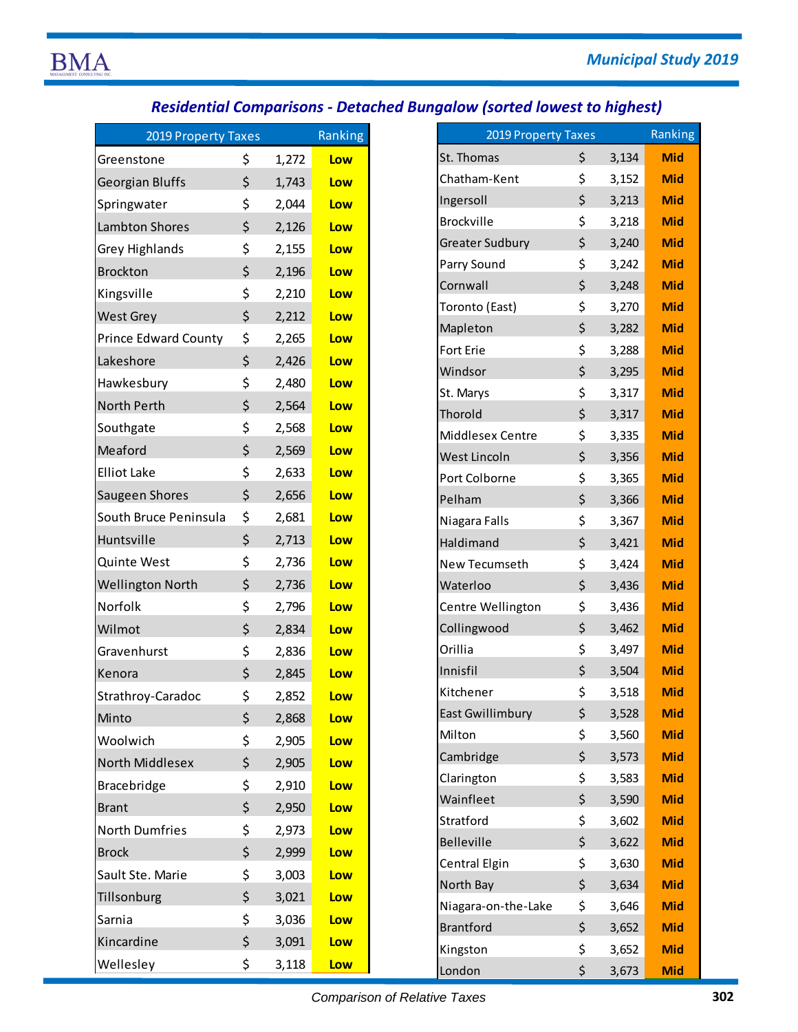## Residential Comparisons - Detached Bungalow (sorted lowest to highest)

| 2019 Property Taxes | | | Ranking |
|---|---|---|---|
| Greenstone | $ | 1,272 | Low |
| Georgian Bluffs | $ | 1,743 | Low |
| Springwater | $ | 2,044 | Low |
| Lambton Shores | $ | 2,126 | Low |
| Grey Highlands | $ | 2,155 | Low |
| Brockton | $ | 2,196 | Low |
| Kingsville | $ | 2,210 | Low |
| West Grey | $ | 2,212 | Low |
| Prince Edward County | $ | 2,265 | Low |
| Lakeshore | $ | 2,426 | Low |
| Hawkesbury | $ | 2,480 | Low |
| North Perth | $ | 2,564 | Low |
| Southgate | $ | 2,568 | Low |
| Meaford | $ | 2,569 | Low |
| Elliot Lake | $ | 2,633 | Low |
| Saugeen Shores | $ | 2,656 | Low |
| South Bruce Peninsula | $ | 2,681 | Low |
| Huntsville | $ | 2,713 | Low |
| Quinte West | $ | 2,736 | Low |
| Wellington North | $ | 2,736 | Low |
| Norfolk | $ | 2,796 | Low |
| Wilmot | $ | 2,834 | Low |
| Gravenhurst | $ | 2,836 | Low |
| Kenora | $ | 2,845 | Low |
| Strathroy-Caradoc | $ | 2,852 | Low |
| Minto | $ | 2,868 | Low |
| Woolwich | $ | 2,905 | Low |
| North Middlesex | $ | 2,905 | Low |
| Bracebridge | $ | 2,910 | Low |
| Brant | $ | 2,950 | Low |
| North Dumfries | $ | 2,973 | Low |
| Brock | $ | 2,999 | Low |
| Sault Ste. Marie | $ | 3,003 | Low |
| Tillsonburg | $ | 3,021 | Low |
| Sarnia | $ | 3,036 | Low |
| Kincardine | $ | 3,091 | Low |
| Wellesley | $ | 3,118 | Low |

| 2019 Property Taxes | | | Ranking |
|---|---|---|---|
| St. Thomas | $ | 3,134 | Mid |
| Chatham-Kent | $ | 3,152 | Mid |
| Ingersoll | $ | 3,213 | Mid |
| Brockville | $ | 3,218 | Mid |
| Greater Sudbury | $ | 3,240 | Mid |
| Parry Sound | $ | 3,242 | Mid |
| Cornwall | $ | 3,248 | Mid |
| Toronto (East) | $ | 3,270 | Mid |
| Mapleton | $ | 3,282 | Mid |
| Fort Erie | $ | 3,288 | Mid |
| Windsor | $ | 3,295 | Mid |
| St. Marys | $ | 3,317 | Mid |
| Thorold | $ | 3,317 | Mid |
| Middlesex Centre | $ | 3,335 | Mid |
| West Lincoln | $ | 3,356 | Mid |
| Port Colborne | $ | 3,365 | Mid |
| Pelham | $ | 3,366 | Mid |
| Niagara Falls | $ | 3,367 | Mid |
| Haldimand | $ | 3,421 | Mid |
| New Tecumseth | $ | 3,424 | Mid |
| Waterloo | $ | 3,436 | Mid |
| Centre Wellington | $ | 3,436 | Mid |
| Collingwood | $ | 3,462 | Mid |
| Orillia | $ | 3,497 | Mid |
| Innisfil | $ | 3,504 | Mid |
| Kitchener | $ | 3,518 | Mid |
| East Gwillimbury | $ | 3,528 | Mid |
| Milton | $ | 3,560 | Mid |
| Cambridge | $ | 3,573 | Mid |
| Clarington | $ | 3,583 | Mid |
| Wainfleet | $ | 3,590 | Mid |
| Stratford | $ | 3,602 | Mid |
| Belleville | $ | 3,622 | Mid |
| Central Elgin | $ | 3,630 | Mid |
| North Bay | $ | 3,634 | Mid |
| Niagara-on-the-Lake | $ | 3,646 | Mid |
| Brantford | $ | 3,652 | Mid |
| Kingston | $ | 3,652 | Mid |
| London | $ | 3,673 | Mid |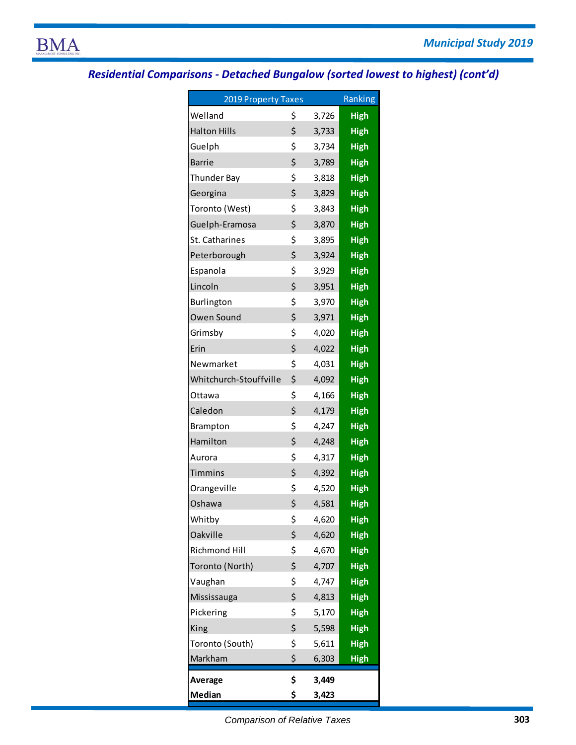## Residential Comparisons - Detached Bungalow (sorted lowest to highest) (cont'd)

| 2019 Property Taxes | | | Ranking |
|---|---|---|---|
| Welland | $ | 3,726 | High |
| Halton Hills | $ | 3,733 | High |
| Guelph | $ | 3,734 | High |
| Barrie | $ | 3,789 | High |
| Thunder Bay | $ | 3,818 | High |
| Georgina | $ | 3,829 | High |
| Toronto (West) | $ | 3,843 | High |
| Guelph-Eramosa | $ | 3,870 | High |
| St. Catharines | $ | 3,895 | High |
| Peterborough | $ | 3,924 | High |
| Espanola | $ | 3,929 | High |
| Lincoln | $ | 3,951 | High |
| Burlington | $ | 3,970 | High |
| Owen Sound | $ | 3,971 | High |
| Grimsby | $ | 4,020 | High |
| Erin | $ | 4,022 | High |
| Newmarket | $ | 4,031 | High |
| Whitchurch-Stouffville | $ | 4,092 | High |
| Ottawa | $ | 4,166 | High |
| Caledon | $ | 4,179 | High |
| Brampton | $ | 4,247 | High |
| Hamilton | $ | 4,248 | High |
| Aurora | $ | 4,317 | High |
| Timmins | $ | 4,392 | High |
| Orangeville | $ | 4,520 | High |
| Oshawa | $ | 4,581 | High |
| Whitby | $ | 4,620 | High |
| Oakville | $ | 4,620 | High |
| Richmond Hill | $ | 4,670 | High |
| Toronto (North) | $ | 4,707 | High |
| Vaughan | $ | 4,747 | High |
| Mississauga | $ | 4,813 | High |
| Pickering | $ | 5,170 | High |
| King | $ | 5,598 | High |
| Toronto (South) | $ | 5,611 | High |
| Markham | $ | 6,303 | High |
| **Average** | **$** | **3,449** | |
| **Median** | **$** | **3,423** | |

Comparison of Relative Taxes